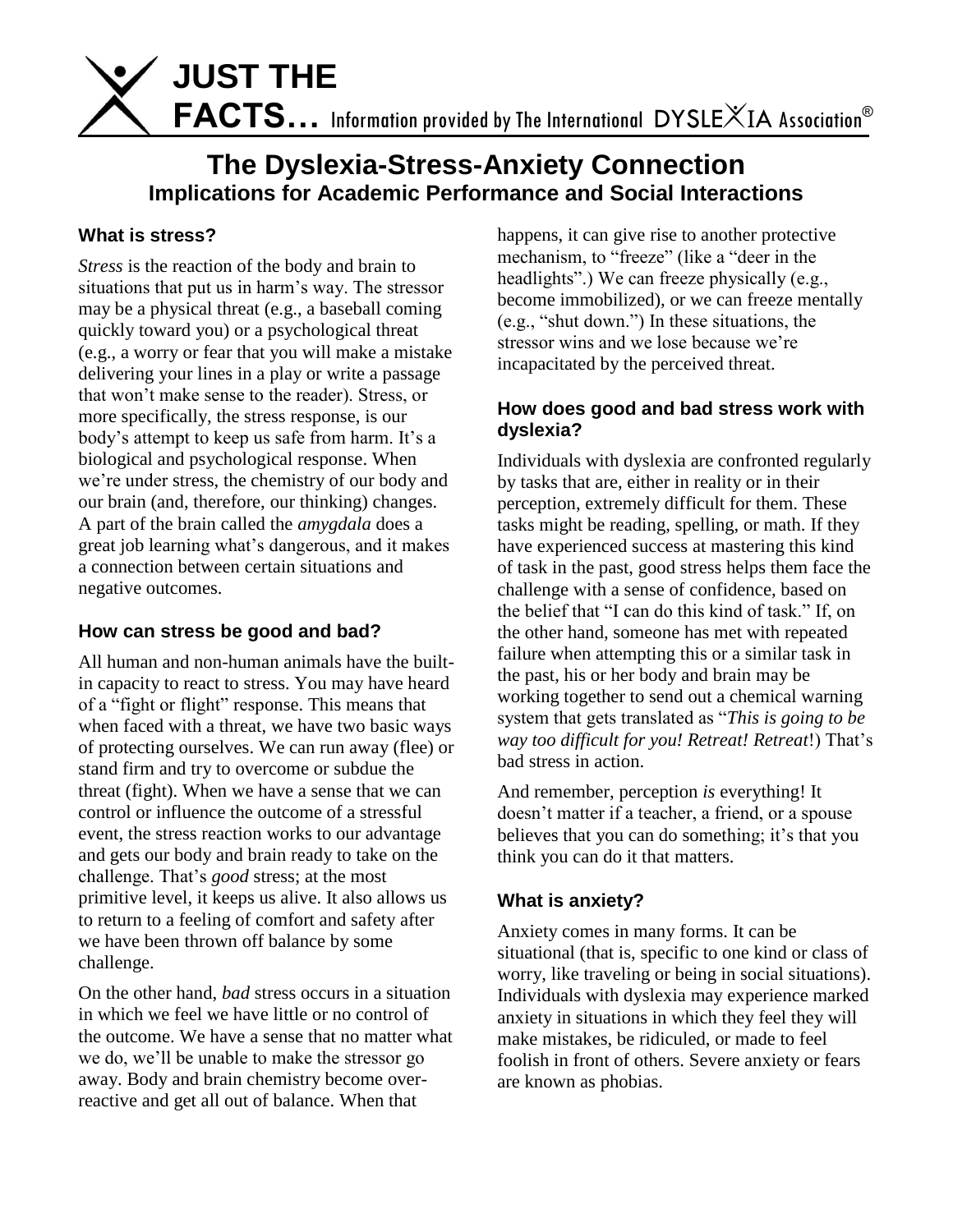**JUST THE FACTS…** Information provided by The International DYSLEXIA Association®

# The Dyslexia-Stress-Anxiety Connection

## Implications for Academic Performance and Social Interactions

### What is stress?

*Stress* is the reaction of the body and brain to situations that put us in harm's way. The stressor may be a physical threat (e.g., a baseball coming quickly toward you) or a psychological threat (e.g., a worry or fear that you will make a mistake delivering your lines in a play or write a passage that won't make sense to the reader). Stress, or more specifically, the stress response, is our body's attempt to keep us safe from harm. It's a biological and psychological response. When we're under stress, the chemistry of our body and our brain (and, therefore, our thinking) changes. A part of the brain called the *amygdala* does a great job learning what's dangerous, and it makes a connection between certain situations and negative outcomes.

### How can stress be good and bad?

All human and non-human animals have the built-in capacity to react to stress. You may have heard of a "fight or flight" response. This means that when faced with a threat, we have two basic ways of protecting ourselves. We can run away (flee) or stand firm and try to overcome or subdue the threat (fight). When we have a sense that we can control or influence the outcome of a stressful event, the stress reaction works to our advantage and gets our body and brain ready to take on the challenge. That's *good* stress; at the most primitive level, it keeps us alive. It also allows us to return to a feeling of comfort and safety after we have been thrown off balance by some challenge.

On the other hand, *bad* stress occurs in a situation in which we feel we have little or no control of the outcome. We have a sense that no matter what we do, we'll be unable to make the stressor go away. Body and brain chemistry become over-reactive and get all out of balance. When that happens, it can give rise to another protective mechanism, to "freeze" (like a "deer in the headlights".) We can freeze physically (e.g., become immobilized), or we can freeze mentally (e.g., "shut down.") In these situations, the stressor wins and we lose because we're incapacitated by the perceived threat.

### How does good and bad stress work with dyslexia?

Individuals with dyslexia are confronted regularly by tasks that are, either in reality or in their perception, extremely difficult for them. These tasks might be reading, spelling, or math. If they have experienced success at mastering this kind of task in the past, good stress helps them face the challenge with a sense of confidence, based on the belief that "I can do this kind of task." If, on the other hand, someone has met with repeated failure when attempting this or a similar task in the past, his or her body and brain may be working together to send out a chemical warning system that gets translated as "*This is going to be way too difficult for you! Retreat! Retreat*!) That's bad stress in action.

And remember, perception *is* everything! It doesn't matter if a teacher, a friend, or a spouse believes that you can do something; it's that you think you can do it that matters.

### What is anxiety?

Anxiety comes in many forms. It can be situational (that is, specific to one kind or class of worry, like traveling or being in social situations). Individuals with dyslexia may experience marked anxiety in situations in which they feel they will make mistakes, be ridiculed, or made to feel foolish in front of others. Severe anxiety or fears are known as phobias.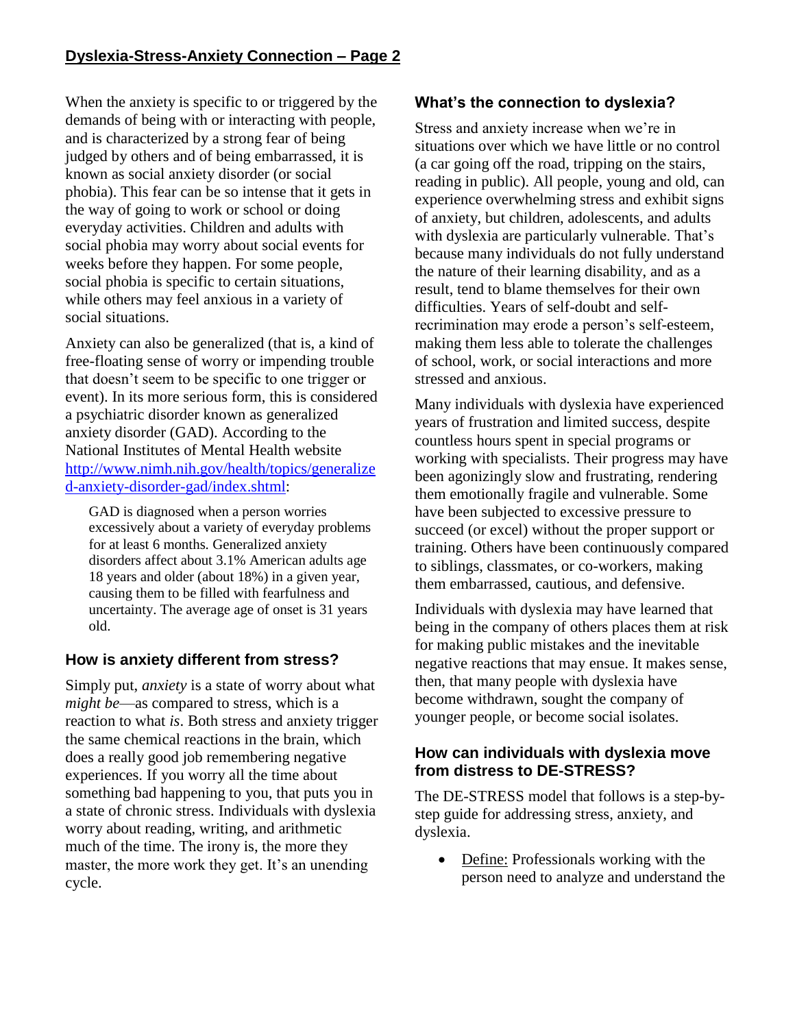When the anxiety is specific to or triggered by the demands of being with or interacting with people, and is characterized by a strong fear of being judged by others and of being embarrassed, it is known as social anxiety disorder (or social phobia). This fear can be so intense that it gets in the way of going to work or school or doing everyday activities. Children and adults with social phobia may worry about social events for weeks before they happen. For some people, social phobia is specific to certain situations, while others may feel anxious in a variety of social situations.

Anxiety can also be generalized (that is, a kind of free-floating sense of worry or impending trouble that doesn't seem to be specific to one trigger or event). In its more serious form, this is considered a psychiatric disorder known as generalized anxiety disorder (GAD). According to the National Institutes of Mental Health website [http://www.nimh.nih.gov/health/topics/generalized-anxiety-disorder-gad/index.shtml](http://www.nimh.nih.gov/health/topics/generalized-anxiety-disorder-gad/index.shtml):

> GAD is diagnosed when a person worries excessively about a variety of everyday problems for at least 6 months. Generalized anxiety disorders affect about 3.1% American adults age 18 years and older (about 18%) in a given year, causing them to be filled with fearfulness and uncertainty. The average age of onset is 31 years old.

### How is anxiety different from stress?

Simply put, *anxiety* is a state of worry about what *might be*—as compared to stress, which is a reaction to what *is*. Both stress and anxiety trigger the same chemical reactions in the brain, which does a really good job remembering negative experiences. If you worry all the time about something bad happening to you, that puts you in a state of chronic stress. Individuals with dyslexia worry about reading, writing, and arithmetic much of the time. The irony is, the more they master, the more work they get. It's an unending cycle.

### What's the connection to dyslexia?

Stress and anxiety increase when we're in situations over which we have little or no control (a car going off the road, tripping on the stairs, reading in public). All people, young and old, can experience overwhelming stress and exhibit signs of anxiety, but children, adolescents, and adults with dyslexia are particularly vulnerable. That's because many individuals do not fully understand the nature of their learning disability, and as a result, tend to blame themselves for their own difficulties. Years of self-doubt and self-recrimination may erode a person's self-esteem, making them less able to tolerate the challenges of school, work, or social interactions and more stressed and anxious.

Many individuals with dyslexia have experienced years of frustration and limited success, despite countless hours spent in special programs or working with specialists. Their progress may have been agonizingly slow and frustrating, rendering them emotionally fragile and vulnerable. Some have been subjected to excessive pressure to succeed (or excel) without the proper support or training. Others have been continuously compared to siblings, classmates, or co-workers, making them embarrassed, cautious, and defensive.

Individuals with dyslexia may have learned that being in the company of others places them at risk for making public mistakes and the inevitable negative reactions that may ensue. It makes sense, then, that many people with dyslexia have become withdrawn, sought the company of younger people, or become social isolates.

### How can individuals with dyslexia move from distress to DE-STRESS?

The DE-STRESS model that follows is a step-by-step guide for addressing stress, anxiety, and dyslexia.

- <u>Define:</u> Professionals working with the person need to analyze and understand the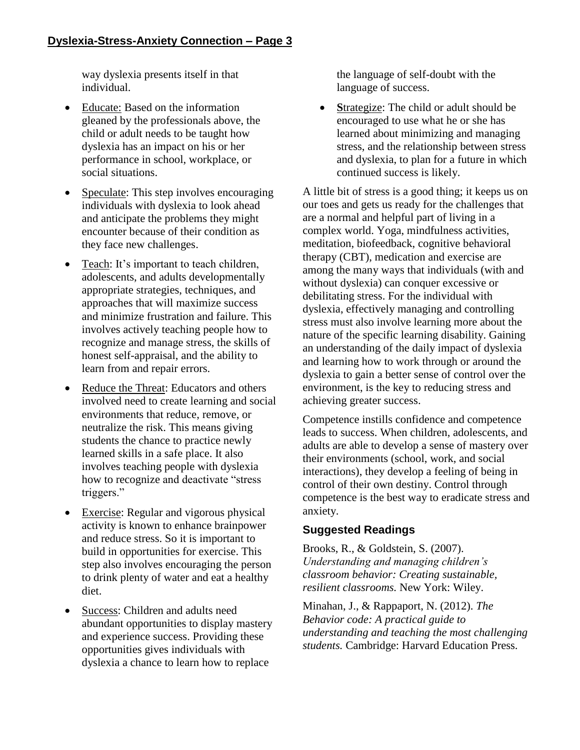way dyslexia presents itself in that individual.

- Educate: Based on the information gleaned by the professionals above, the child or adult needs to be taught how dyslexia has an impact on his or her performance in school, workplace, or social situations.
- Speculate: This step involves encouraging individuals with dyslexia to look ahead and anticipate the problems they might encounter because of their condition as they face new challenges.
- Teach: It's important to teach children, adolescents, and adults developmentally appropriate strategies, techniques, and approaches that will maximize success and minimize frustration and failure. This involves actively teaching people how to recognize and manage stress, the skills of honest self-appraisal, and the ability to learn from and repair errors.
- Reduce the Threat: Educators and others involved need to create learning and social environments that reduce, remove, or neutralize the risk. This means giving students the chance to practice newly learned skills in a safe place. It also involves teaching people with dyslexia how to recognize and deactivate "stress triggers."
- Exercise: Regular and vigorous physical activity is known to enhance brainpower and reduce stress. So it is important to build in opportunities for exercise. This step also involves encouraging the person to drink plenty of water and eat a healthy diet.
- Success: Children and adults need abundant opportunities to display mastery and experience success. Providing these opportunities gives individuals with dyslexia a chance to learn how to replace the language of self-doubt with the language of success.
- **S**trategize: The child or adult should be encouraged to use what he or she has learned about minimizing and managing stress, and the relationship between stress and dyslexia, to plan for a future in which continued success is likely.

A little bit of stress is a good thing; it keeps us on our toes and gets us ready for the challenges that are a normal and helpful part of living in a complex world. Yoga, mindfulness activities, meditation, biofeedback, cognitive behavioral therapy (CBT), medication and exercise are among the many ways that individuals (with and without dyslexia) can conquer excessive or debilitating stress. For the individual with dyslexia, effectively managing and controlling stress must also involve learning more about the nature of the specific learning disability. Gaining an understanding of the daily impact of dyslexia and learning how to work through or around the dyslexia to gain a better sense of control over the environment, is the key to reducing stress and achieving greater success.

Competence instills confidence and competence leads to success. When children, adolescents, and adults are able to develop a sense of mastery over their environments (school, work, and social interactions), they develop a feeling of being in control of their own destiny. Control through competence is the best way to eradicate stress and anxiety.

## Suggested Readings

Brooks, R., & Goldstein, S. (2007). *Understanding and managing children's classroom behavior: Creating sustainable, resilient classrooms.* New York: Wiley.

Minahan, J., & Rappaport, N. (2012). *The Behavior code: A practical guide to understanding and teaching the most challenging students.* Cambridge: Harvard Education Press.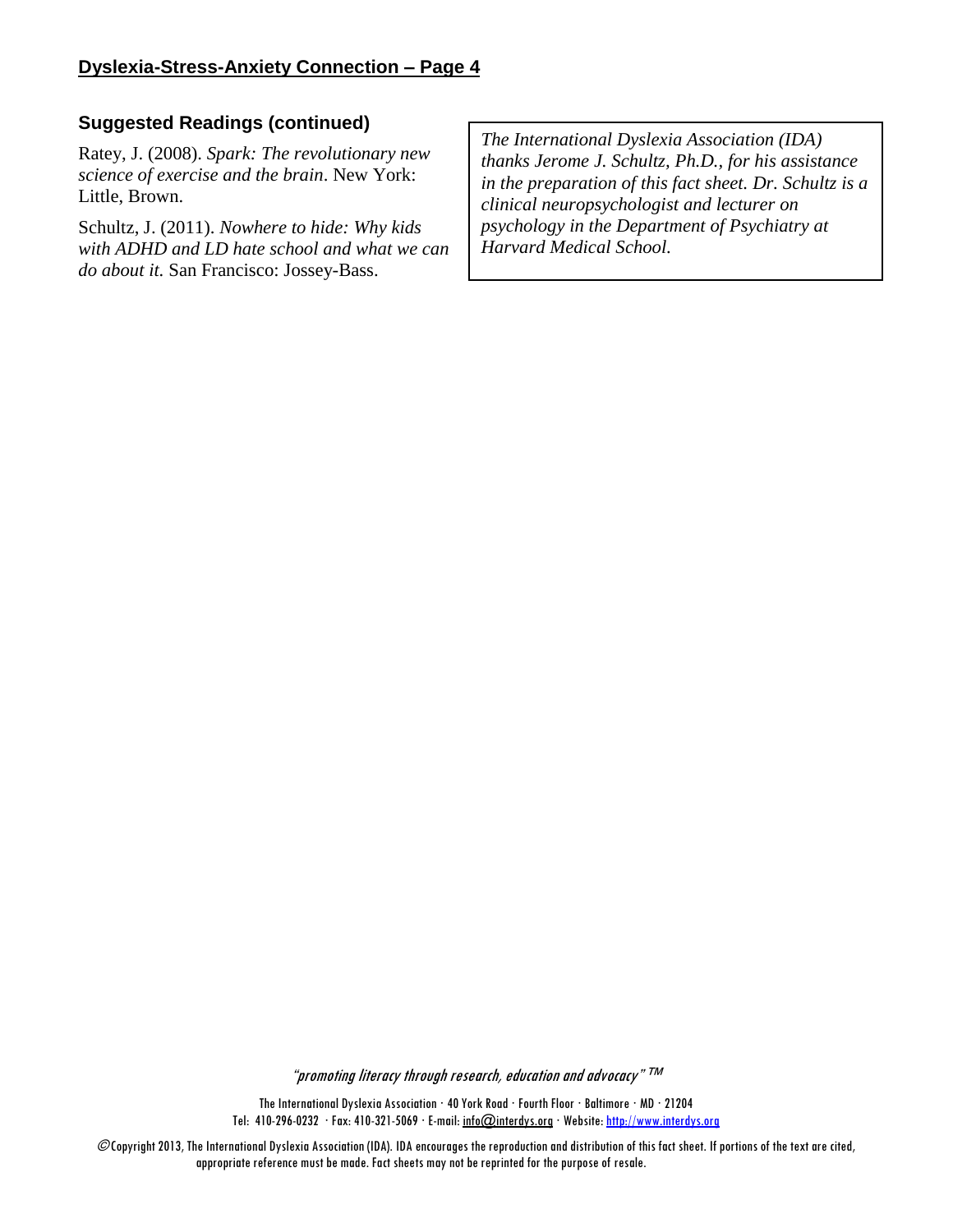## Suggested Readings (continued)

Ratey, J. (2008). *Spark: The revolutionary new science of exercise and the brain*. New York: Little, Brown.

Schultz, J. (2011). *Nowhere to hide: Why kids with ADHD and LD hate school and what we can do about it.* San Francisco: Jossey-Bass.

*The International Dyslexia Association (IDA) thanks Jerome J. Schultz, Ph.D., for his assistance in the preparation of this fact sheet. Dr. Schultz is a clinical neuropsychologist and lecturer on psychology in the Department of Psychiatry at Harvard Medical School.*

*"promoting literacy through research, education and advocacy"* ™

The International Dyslexia Association · 40 York Road · Fourth Floor · Baltimore · MD · 21204
Tel: 410-296-0232 · Fax: 410-321-5069 · E-mail: info@interdys.org · Website: http://www.interdys.org

©Copyright 2013, The International Dyslexia Association (IDA). IDA encourages the reproduction and distribution of this fact sheet. If portions of the text are cited, appropriate reference must be made. Fact sheets may not be reprinted for the purpose of resale.